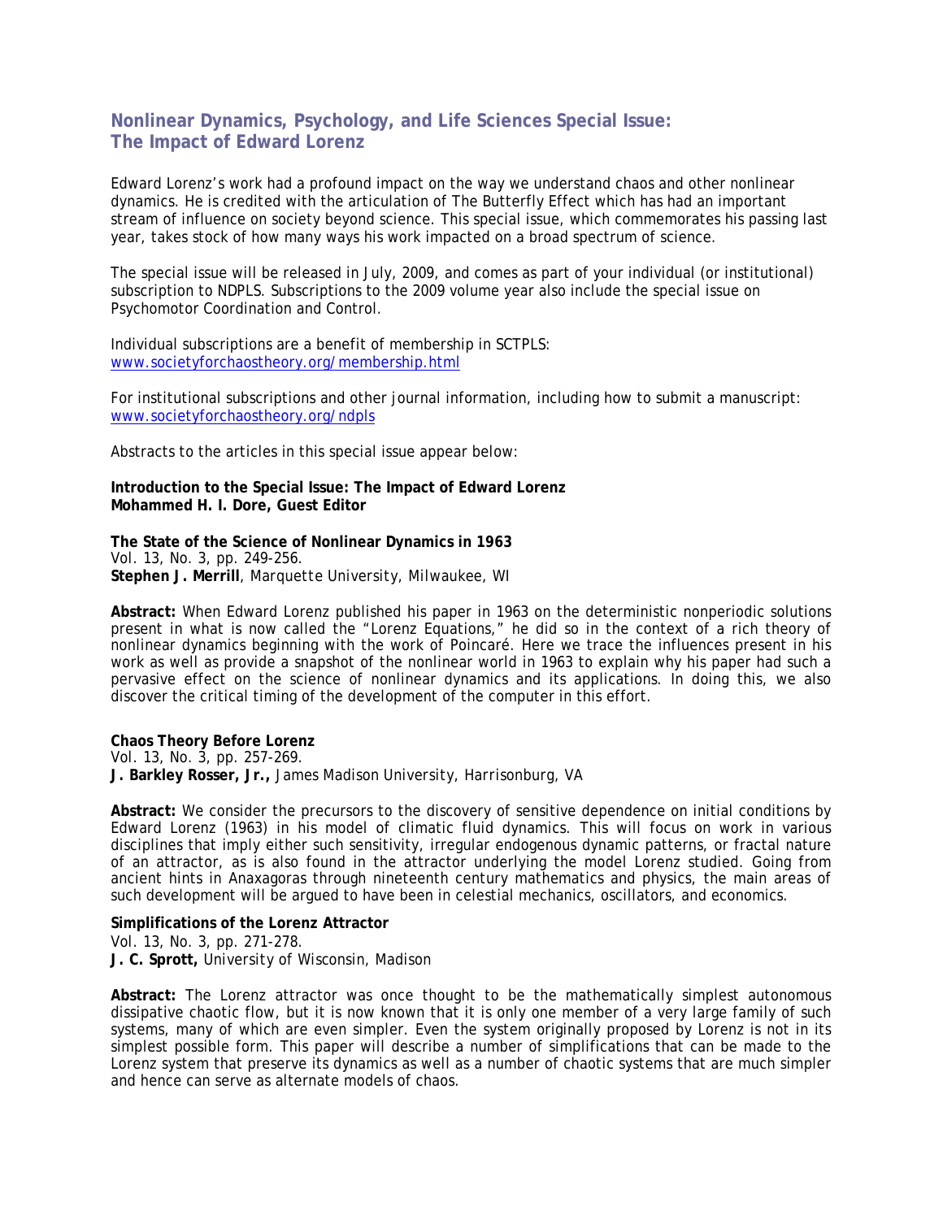## Nonlinear Dynamics, Psychology, and Life Sciences Special Issue: The Impact of Edward Lorenz

Edward Lorenz's work had a profound impact on the way we understand chaos and other nonlinear dynamics. He is credited with the articulation of The Butterfly Effect which has had an important stream of influence on society beyond science. This special issue, which commemorates his passing last year, takes stock of how many ways his work impacted on a broad spectrum of science.

The special issue will be released in July, 2009, and comes as part of your individual (or institutional) subscription to NDPLS. Subscriptions to the 2009 volume year also include the special issue on Psychomotor Coordination and Control.

Individual subscriptions are a benefit of membership in SCTPLS:
www.societyforchaostheory.org/membership.html

For institutional subscriptions and other journal information, including how to submit a manuscript:
www.societyforchaostheory.org/ndpls

Abstracts to the articles in this special issue appear below:

**Introduction to the Special Issue: The Impact of Edward Lorenz**
**Mohammed H. I. Dore, Guest Editor**

**The State of the Science of Nonlinear Dynamics in 1963**
Vol. 13, No. 3, pp. 249-256.
**Stephen J. Merrill**, *Marquette University, Milwaukee, WI*

**Abstract:** When Edward Lorenz published his paper in 1963 on the deterministic nonperiodic solutions present in what is now called the "Lorenz Equations," he did so in the context of a rich theory of nonlinear dynamics beginning with the work of Poincaré. Here we trace the influences present in his work as well as provide a snapshot of the nonlinear world in 1963 to explain why his paper had such a pervasive effect on the science of nonlinear dynamics and its applications. In doing this, we also discover the critical timing of the development of the computer in this effort.

**Chaos Theory Before Lorenz**
Vol. 13, No. 3, pp. 257-269.
**J. Barkley Rosser, Jr.,** *James Madison University, Harrisonburg, VA*

**Abstract:** We consider the precursors to the discovery of sensitive dependence on initial conditions by Edward Lorenz (1963) in his model of climatic fluid dynamics. This will focus on work in various disciplines that imply either such sensitivity, irregular endogenous dynamic patterns, or fractal nature of an attractor, as is also found in the attractor underlying the model Lorenz studied. Going from ancient hints in Anaxagoras through nineteenth century mathematics and physics, the main areas of such development will be argued to have been in celestial mechanics, oscillators, and economics.

**Simplifications of the Lorenz Attractor**
Vol. 13, No. 3, pp. 271-278.
**J. C. Sprott,** *University of Wisconsin, Madison*

**Abstract:** The Lorenz attractor was once thought to be the mathematically simplest autonomous dissipative chaotic flow, but it is now known that it is only one member of a very large family of such systems, many of which are even simpler. Even the system originally proposed by Lorenz is not in its simplest possible form. This paper will describe a number of simplifications that can be made to the Lorenz system that preserve its dynamics as well as a number of chaotic systems that are much simpler and hence can serve as alternate models of chaos.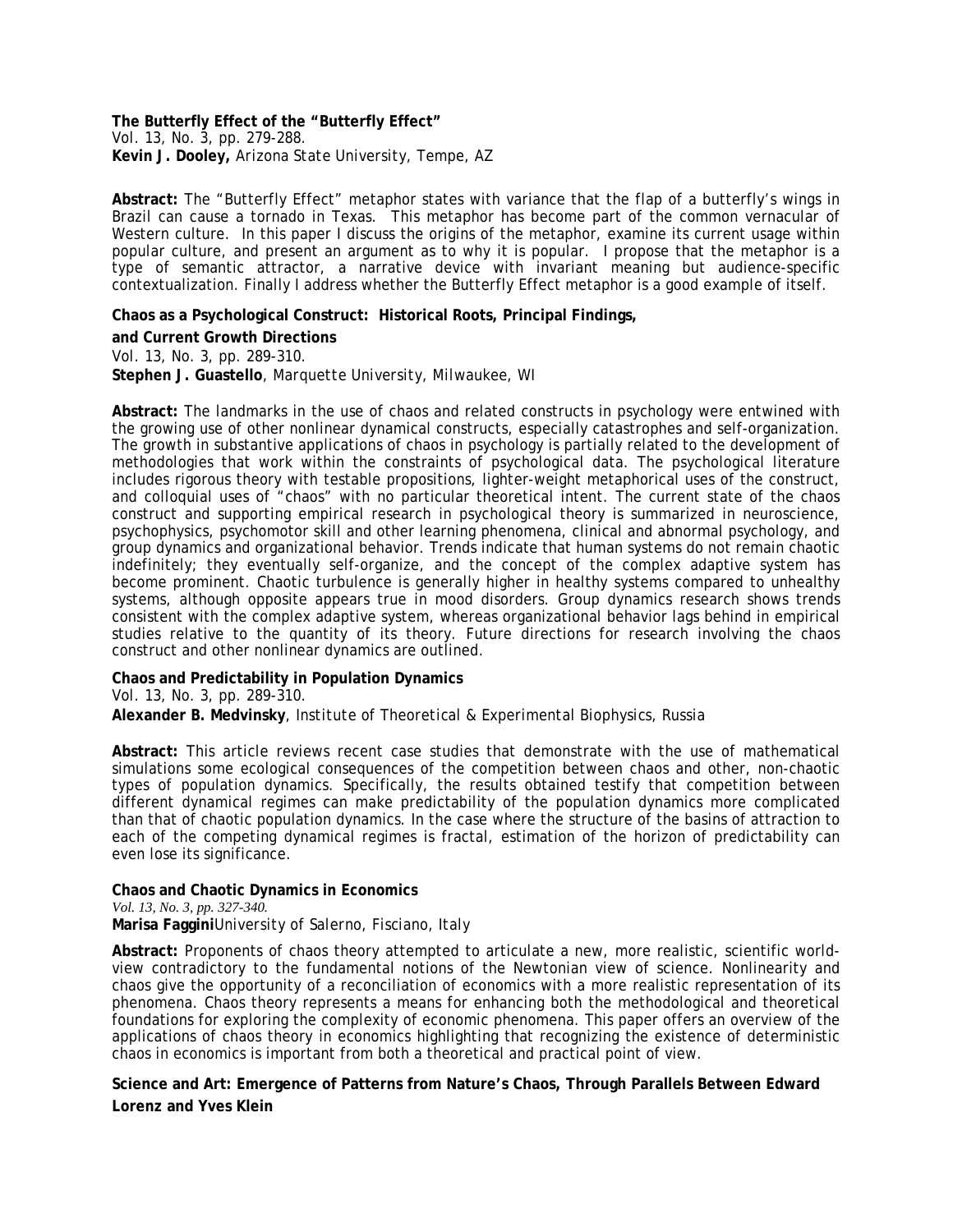**The Butterfly Effect of the "Butterfly Effect"**
Vol. 13, No. 3, pp. 279-288.
**Kevin J. Dooley,** *Arizona State University, Tempe, AZ*

**Abstract:** The "Butterfly Effect" metaphor states with variance that the flap of a butterfly's wings in Brazil can cause a tornado in Texas. This metaphor has become part of the common vernacular of Western culture. In this paper I discuss the origins of the metaphor, examine its current usage within popular culture, and present an argument as to why it is popular. I propose that the metaphor is a type of semantic attractor, a narrative device with invariant meaning but audience-specific contextualization. Finally I address whether the Butterfly Effect metaphor is a good example of itself.

**Chaos as a Psychological Construct: Historical Roots, Principal Findings, and Current Growth Directions**
Vol. 13, No. 3, pp. 289-310.
**Stephen J. Guastello**, *Marquette University, Milwaukee, WI*

**Abstract:** The landmarks in the use of chaos and related constructs in psychology were entwined with the growing use of other nonlinear dynamical constructs, especially catastrophes and self-organization. The growth in substantive applications of chaos in psychology is partially related to the development of methodologies that work within the constraints of psychological data. The psychological literature includes rigorous theory with testable propositions, lighter-weight metaphorical uses of the construct, and colloquial uses of "chaos" with no particular theoretical intent. The current state of the chaos construct and supporting empirical research in psychological theory is summarized in neuroscience, psychophysics, psychomotor skill and other learning phenomena, clinical and abnormal psychology, and group dynamics and organizational behavior. Trends indicate that human systems do not remain chaotic indefinitely; they eventually self-organize, and the concept of the complex adaptive system has become prominent. Chaotic turbulence is generally higher in healthy systems compared to unhealthy systems, although opposite appears true in mood disorders. Group dynamics research shows trends consistent with the complex adaptive system, whereas organizational behavior lags behind in empirical studies relative to the quantity of its theory. Future directions for research involving the chaos construct and other nonlinear dynamics are outlined.

**Chaos and Predictability in Population Dynamics**
Vol. 13, No. 3, pp. 289-310.
**Alexander B. Medvinsky**, *Institute of Theoretical & Experimental Biophysics, Russia*

**Abstract:** This article reviews recent case studies that demonstrate with the use of mathematical simulations some ecological consequences of the competition between chaos and other, non-chaotic types of population dynamics. Specifically, the results obtained testify that competition between different dynamical regimes can make predictability of the population dynamics more complicated than that of chaotic population dynamics. In the case where the structure of the basins of attraction to each of the competing dynamical regimes is fractal, estimation of the horizon of predictability can even lose its significance.

**Chaos and Chaotic Dynamics in Economics**
*Vol. 13, No. 3, pp. 327-340.*
**Marisa Faggini***University of Salerno, Fisciano, Italy*

**Abstract:** Proponents of chaos theory attempted to articulate a new, more realistic, scientific world-view contradictory to the fundamental notions of the Newtonian view of science. Nonlinearity and chaos give the opportunity of a reconciliation of economics with a more realistic representation of its phenomena. Chaos theory represents a means for enhancing both the methodological and theoretical foundations for exploring the complexity of economic phenomena. This paper offers an overview of the applications of chaos theory in economics highlighting that recognizing the existence of deterministic chaos in economics is important from both a theoretical and practical point of view.

**Science and Art: Emergence of Patterns from Nature's Chaos, Through Parallels Between Edward Lorenz and Yves Klein**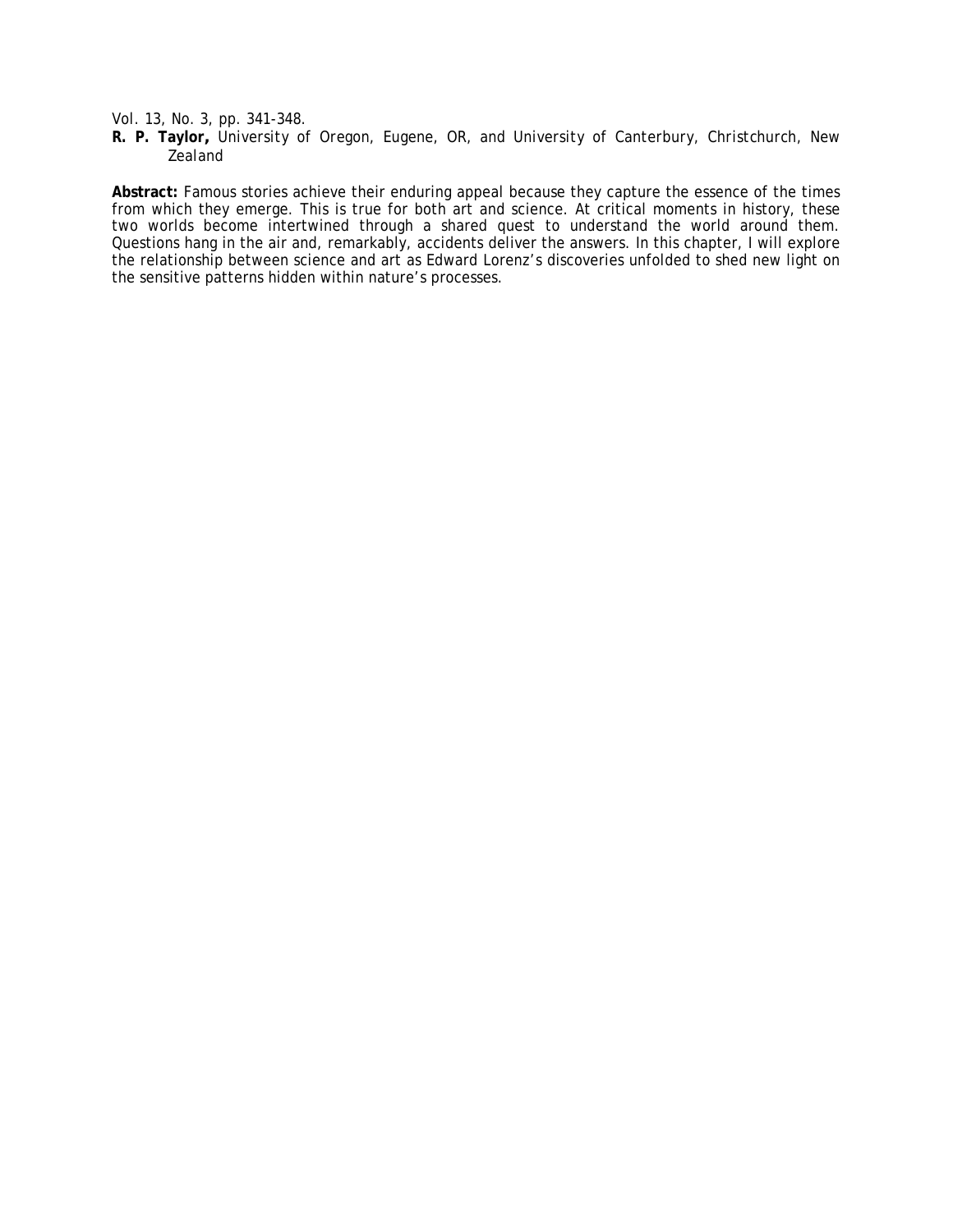Vol. 13, No. 3, pp. 341-348.

**R. P. Taylor,** University of Oregon, Eugene, OR, and University of Canterbury, Christchurch, New Zealand

**Abstract:** Famous stories achieve their enduring appeal because they capture the essence of the times from which they emerge. This is true for both art and science. At critical moments in history, these two worlds become intertwined through a shared quest to understand the world around them. Questions hang in the air and, remarkably, accidents deliver the answers. In this chapter, I will explore the relationship between science and art as Edward Lorenz's discoveries unfolded to shed new light on the sensitive patterns hidden within nature's processes.